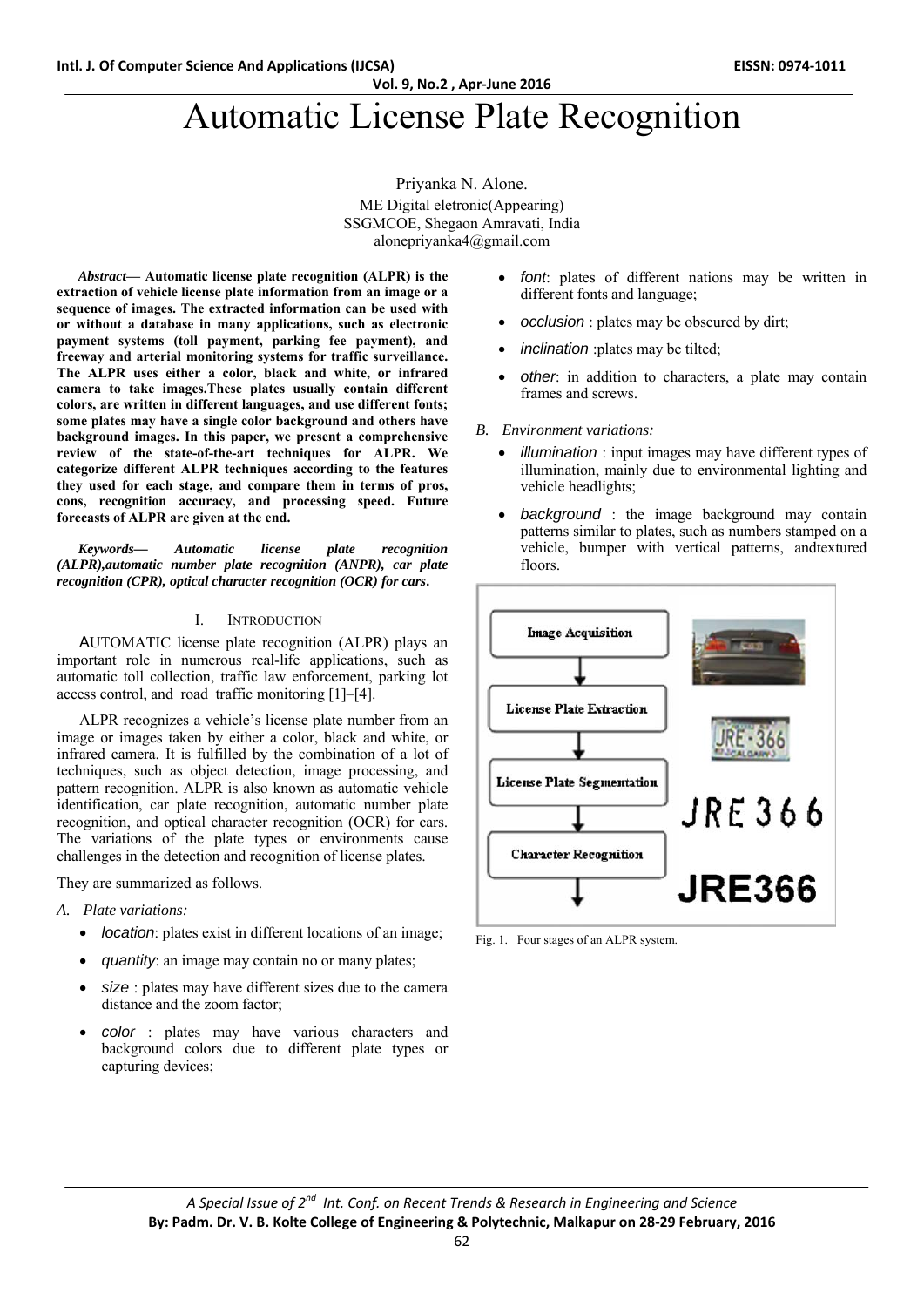# Automatic License Plate Recognition

Priyanka N. Alone.
ME Digital eletronic(Appearing)
SSGMCOE, Shegaon Amravati, India
alonepriyanka4@gmail.com

***Abstract*— Automatic license plate recognition (ALPR) is the extraction of vehicle license plate information from an image or a sequence of images. The extracted information can be used with or without a database in many applications, such as electronic payment systems (toll payment, parking fee payment), and freeway and arterial monitoring systems for traffic surveillance. The ALPR uses either a color, black and white, or infrared camera to take images.These plates usually contain different colors, are written in different languages, and use different fonts; some plates may have a single color background and others have background images. In this paper, we present a comprehensive review of the state-of-the-art techniques for ALPR. We categorize different ALPR techniques according to the features they used for each stage, and compare them in terms of pros, cons, recognition accuracy, and processing speed. Future forecasts of ALPR are given at the end.**

***Keywords—* *Automatic license plate recognition (ALPR),automatic number plate recognition (ANPR), car plate recognition (CPR), optical character recognition (OCR) for cars*.**

## I. Introduction

AUTOMATIC license plate recognition (ALPR) plays an important role in numerous real-life applications, such as automatic toll collection, traffic law enforcement, parking lot access control, and road traffic monitoring [1]–[4].

ALPR recognizes a vehicle's license plate number from an image or images taken by either a color, black and white, or infrared camera. It is fulfilled by the combination of a lot of techniques, such as object detection, image processing, and pattern recognition. ALPR is also known as automatic vehicle identification, car plate recognition, automatic number plate recognition, and optical character recognition (OCR) for cars. The variations of the plate types or environments cause challenges in the detection and recognition of license plates.

They are summarized as follows.

*A. Plate variations:*

- *location*: plates exist in different locations of an image;
- *quantity*: an image may contain no or many plates;
- *size* : plates may have different sizes due to the camera distance and the zoom factor;
- *color* : plates may have various characters and background colors due to different plate types or capturing devices;
- *font*: plates of different nations may be written in different fonts and language;
- *occlusion* : plates may be obscured by dirt;
- *inclination* :plates may be tilted;
- *other*: in addition to characters, a plate may contain frames and screws.

*B. Environment variations:*

- *illumination* : input images may have different types of illumination, mainly due to environmental lighting and vehicle headlights;
- *background* : the image background may contain patterns similar to plates, such as numbers stamped on a vehicle, bumper with vertical patterns, andtextured floors.

Fig. 1. Four stages of an ALPR system.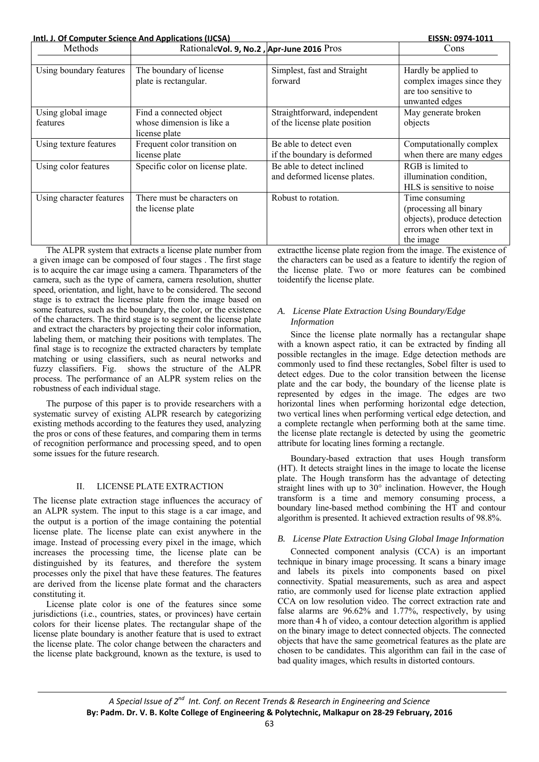| Methods | Rationale | Pros | Cons |
| --- | --- | --- | --- |
| Using boundary features | The boundary of license plate is rectangular. | Simplest, fast and Straight forward | Hardly be applied to complex images since they are too sensitive to unwanted edges |
| Using global image features | Find a connected object whose dimension is like a license plate | Straightforward, independent of the license plate position | May generate broken objects |
| Using texture features | Frequent color transition on license plate | Be able to detect even if the boundary is deformed | Computationally complex when there are many edges |
| Using color features | Specific color on license plate. | Be able to detect inclined and deformed license plates. | RGB is limited to illumination condition, HLS is sensitive to noise |
| Using character features | There must be characters on the license plate | Robust to rotation. | Time consuming (processing all binary objects), produce detection errors when other text in the image |

The ALPR system that extracts a license plate number from a given image can be composed of four stages . The first stage is to acquire the car image using a camera. Thparameters of the camera, such as the type of camera, camera resolution, shutter speed, orientation, and light, have to be considered. The second stage is to extract the license plate from the image based on some features, such as the boundary, the color, or the existence of the characters. The third stage is to segment the license plate and extract the characters by projecting their color information, labeling them, or matching their positions with templates. The final stage is to recognize the extracted characters by template matching or using classifiers, such as neural networks and fuzzy classifiers. Fig. shows the structure of the ALPR process. The performance of an ALPR system relies on the robustness of each individual stage.

The purpose of this paper is to provide researchers with a systematic survey of existing ALPR research by categorizing existing methods according to the features they used, analyzing the pros or cons of these features, and comparing them in terms of recognition performance and processing speed, and to open some issues for the future research.

## II. LICENSE PLATE EXTRACTION

The license plate extraction stage influences the accuracy of an ALPR system. The input to this stage is a car image, and the output is a portion of the image containing the potential license plate. The license plate can exist anywhere in the image. Instead of processing every pixel in the image, which increases the processing time, the license plate can be distinguished by its features, and therefore the system processes only the pixel that have these features. The features are derived from the license plate format and the characters constituting it.

License plate color is one of the features since some jurisdictions (i.e., countries, states, or provinces) have certain colors for their license plates. The rectangular shape of the license plate boundary is another feature that is used to extract the license plate. The color change between the characters and the license plate background, known as the texture, is used to extractthe license plate region from the image. The existence of the characters can be used as a feature to identify the region of the license plate. Two or more features can be combined toidentify the license plate.

### *A. License Plate Extraction Using Boundary/Edge Information*

Since the license plate normally has a rectangular shape with a known aspect ratio, it can be extracted by finding all possible rectangles in the image. Edge detection methods are commonly used to find these rectangles, Sobel filter is used to detect edges. Due to the color transition between the license plate and the car body, the boundary of the license plate is represented by edges in the image. The edges are two horizontal lines when performing horizontal edge detection, two vertical lines when performing vertical edge detection, and a complete rectangle when performing both at the same time. the license plate rectangle is detected by using the geometric attribute for locating lines forming a rectangle.

Boundary-based extraction that uses Hough transform (HT). It detects straight lines in the image to locate the license plate. The Hough transform has the advantage of detecting straight lines with up to 30° inclination. However, the Hough transform is a time and memory consuming process, a boundary line-based method combining the HT and contour algorithm is presented. It achieved extraction results of 98.8%.

### *B. License Plate Extraction Using Global Image Information*

Connected component analysis (CCA) is an important technique in binary image processing. It scans a binary image and labels its pixels into components based on pixel connectivity. Spatial measurements, such as area and aspect ratio, are commonly used for license plate extraction applied CCA on low resolution video. The correct extraction rate and false alarms are 96.62% and 1.77%, respectively, by using more than 4 h of video, a contour detection algorithm is applied on the binary image to detect connected objects. The connected objects that have the same geometrical features as the plate are chosen to be candidates. This algorithm can fail in the case of bad quality images, which results in distorted contours.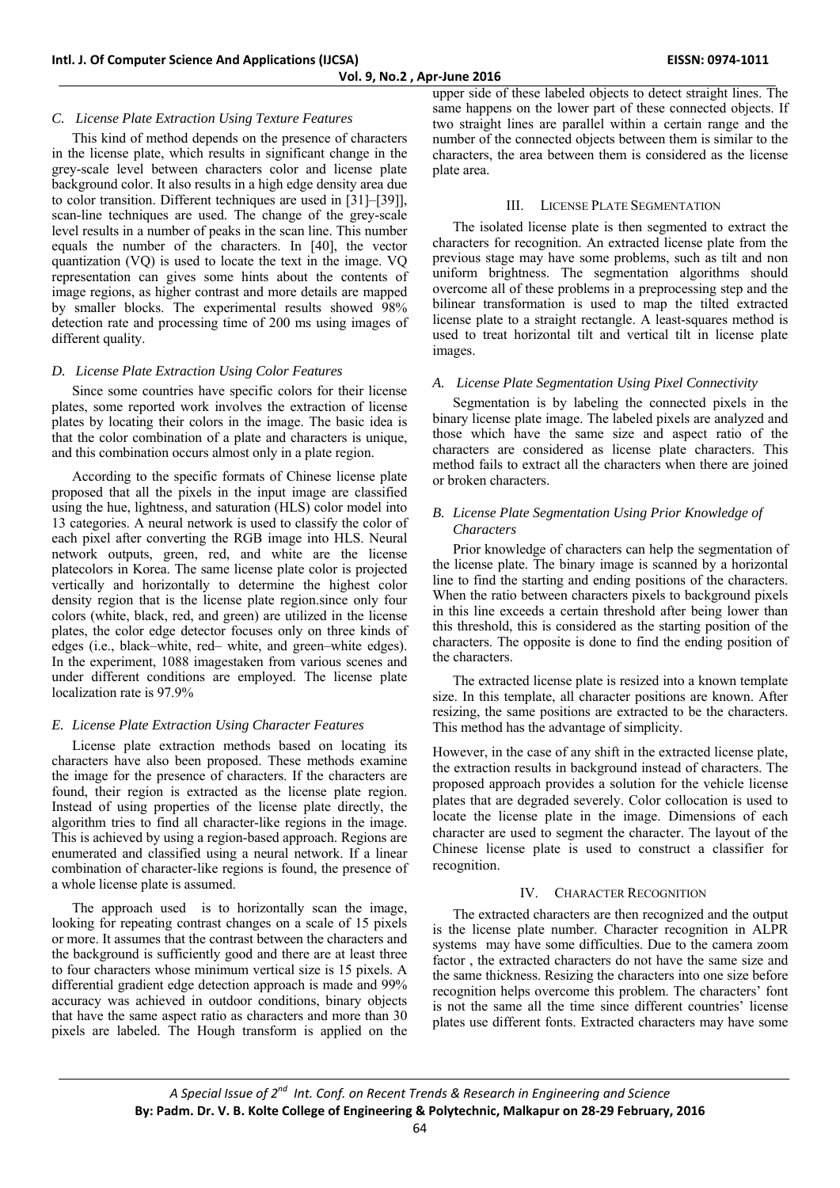### C. License Plate Extraction Using Texture Features

This kind of method depends on the presence of characters in the license plate, which results in significant change in the grey-scale level between characters color and license plate background color. It also results in a high edge density area due to color transition. Different techniques are used in [31]–[39]], scan-line techniques are used. The change of the grey-scale level results in a number of peaks in the scan line. This number equals the number of the characters. In [40], the vector quantization (VQ) is used to locate the text in the image. VQ representation can gives some hints about the contents of image regions, as higher contrast and more details are mapped by smaller blocks. The experimental results showed 98% detection rate and processing time of 200 ms using images of different quality.

### D. License Plate Extraction Using Color Features

Since some countries have specific colors for their license plates, some reported work involves the extraction of license plates by locating their colors in the image. The basic idea is that the color combination of a plate and characters is unique, and this combination occurs almost only in a plate region.

According to the specific formats of Chinese license plate proposed that all the pixels in the input image are classified using the hue, lightness, and saturation (HLS) color model into 13 categories. A neural network is used to classify the color of each pixel after converting the RGB image into HLS. Neural network outputs, green, red, and white are the license platecolors in Korea. The same license plate color is projected vertically and horizontally to determine the highest color density region that is the license plate region.since only four colors (white, black, red, and green) are utilized in the license plates, the color edge detector focuses only on three kinds of edges (i.e., black–white, red– white, and green–white edges). In the experiment, 1088 imagestaken from various scenes and under different conditions are employed. The license plate localization rate is 97.9%

### E. License Plate Extraction Using Character Features

License plate extraction methods based on locating its characters have also been proposed. These methods examine the image for the presence of characters. If the characters are found, their region is extracted as the license plate region. Instead of using properties of the license plate directly, the algorithm tries to find all character-like regions in the image. This is achieved by using a region-based approach. Regions are enumerated and classified using a neural network. If a linear combination of character-like regions is found, the presence of a whole license plate is assumed.

The approach used is to horizontally scan the image, looking for repeating contrast changes on a scale of 15 pixels or more. It assumes that the contrast between the characters and the background is sufficiently good and there are at least three to four characters whose minimum vertical size is 15 pixels. A differential gradient edge detection approach is made and 99% accuracy was achieved in outdoor conditions, binary objects that have the same aspect ratio as characters and more than 30 pixels are labeled. The Hough transform is applied on the upper side of these labeled objects to detect straight lines. The same happens on the lower part of these connected objects. If two straight lines are parallel within a certain range and the number of the connected objects between them is similar to the characters, the area between them is considered as the license plate area.

## III. License Plate Segmentation

The isolated license plate is then segmented to extract the characters for recognition. An extracted license plate from the previous stage may have some problems, such as tilt and non uniform brightness. The segmentation algorithms should overcome all of these problems in a preprocessing step and the bilinear transformation is used to map the tilted extracted license plate to a straight rectangle. A least-squares method is used to treat horizontal tilt and vertical tilt in license plate images.

### A. License Plate Segmentation Using Pixel Connectivity

Segmentation is by labeling the connected pixels in the binary license plate image. The labeled pixels are analyzed and those which have the same size and aspect ratio of the characters are considered as license plate characters. This method fails to extract all the characters when there are joined or broken characters.

### B. License Plate Segmentation Using Prior Knowledge of Characters

Prior knowledge of characters can help the segmentation of the license plate. The binary image is scanned by a horizontal line to find the starting and ending positions of the characters. When the ratio between characters pixels to background pixels in this line exceeds a certain threshold after being lower than this threshold, this is considered as the starting position of the characters. The opposite is done to find the ending position of the characters.

The extracted license plate is resized into a known template size. In this template, all character positions are known. After resizing, the same positions are extracted to be the characters. This method has the advantage of simplicity.

However, in the case of any shift in the extracted license plate, the extraction results in background instead of characters. The proposed approach provides a solution for the vehicle license plates that are degraded severely. Color collocation is used to locate the license plate in the image. Dimensions of each character are used to segment the character. The layout of the Chinese license plate is used to construct a classifier for recognition.

## IV. Character Recognition

The extracted characters are then recognized and the output is the license plate number. Character recognition in ALPR systems may have some difficulties. Due to the camera zoom factor , the extracted characters do not have the same size and the same thickness. Resizing the characters into one size before recognition helps overcome this problem. The characters' font is not the same all the time since different countries' license plates use different fonts. Extracted characters may have some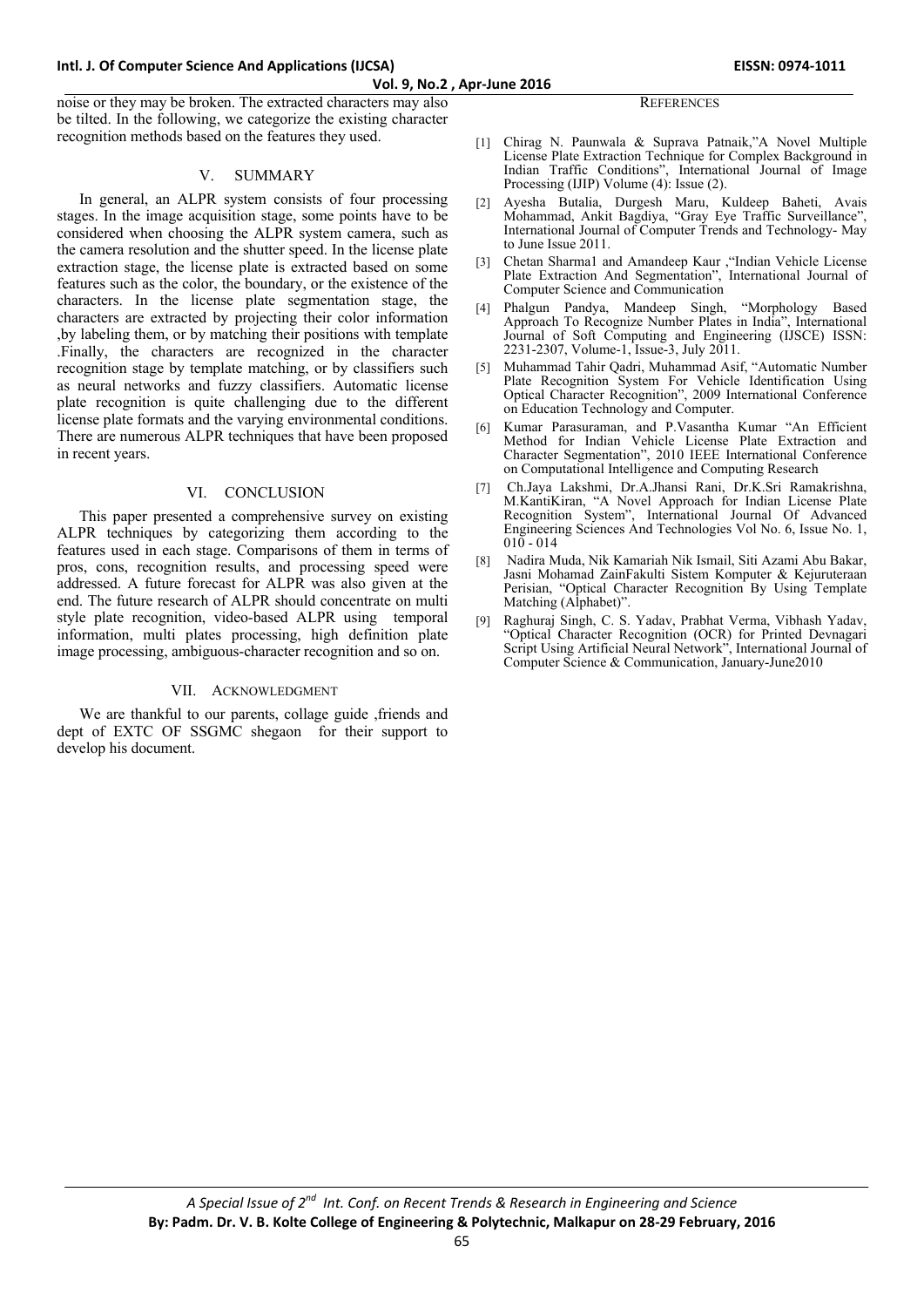noise or they may be broken. The extracted characters may also be tilted. In the following, we categorize the existing character recognition methods based on the features they used.

## V. SUMMARY

In general, an ALPR system consists of four processing stages. In the image acquisition stage, some points have to be considered when choosing the ALPR system camera, such as the camera resolution and the shutter speed. In the license plate extraction stage, the license plate is extracted based on some features such as the color, the boundary, or the existence of the characters. In the license plate segmentation stage, the characters are extracted by projecting their color information ,by labeling them, or by matching their positions with template .Finally, the characters are recognized in the character recognition stage by template matching, or by classifiers such as neural networks and fuzzy classifiers. Automatic license plate recognition is quite challenging due to the different license plate formats and the varying environmental conditions. There are numerous ALPR techniques that have been proposed in recent years.

## VI. CONCLUSION

This paper presented a comprehensive survey on existing ALPR techniques by categorizing them according to the features used in each stage. Comparisons of them in terms of pros, cons, recognition results, and processing speed were addressed. A future forecast for ALPR was also given at the end. The future research of ALPR should concentrate on multi style plate recognition, video-based ALPR using temporal information, multi plates processing, high definition plate image processing, ambiguous-character recognition and so on.

## VII. ACKNOWLEDGMENT

We are thankful to our parents, collage guide ,friends and dept of EXTC OF SSGMC shegaon for their support to develop his document.

## REFERENCES

[1] Chirag N. Paunwala & Suprava Patnaik,"A Novel Multiple License Plate Extraction Technique for Complex Background in Indian Traffic Conditions", International Journal of Image Processing (IJIP) Volume (4): Issue (2).

[2] Ayesha Butalia, Durgesh Maru, Kuldeep Baheti, Avais Mohammad, Ankit Bagdiya, "Gray Eye Traffic Surveillance", International Journal of Computer Trends and Technology- May to June Issue 2011.

[3] Chetan Sharma1 and Amandeep Kaur ,"Indian Vehicle License Plate Extraction And Segmentation", International Journal of Computer Science and Communication

[4] Phalgun Pandya, Mandeep Singh, "Morphology Based Approach To Recognize Number Plates in India", International Journal of Soft Computing and Engineering (IJSCE) ISSN: 2231-2307, Volume-1, Issue-3, July 2011.

[5] Muhammad Tahir Qadri, Muhammad Asif, "Automatic Number Plate Recognition System For Vehicle Identification Using Optical Character Recognition", 2009 International Conference on Education Technology and Computer.

[6] Kumar Parasuraman, and P.Vasantha Kumar "An Efficient Method for Indian Vehicle License Plate Extraction and Character Segmentation", 2010 IEEE International Conference on Computational Intelligence and Computing Research

[7] Ch.Jaya Lakshmi, Dr.A.Jhansi Rani, Dr.K.Sri Ramakrishna, M.KantiKiran, "A Novel Approach for Indian License Plate Recognition System", International Journal Of Advanced Engineering Sciences And Technologies Vol No. 6, Issue No. 1, 010 - 014

[8] Nadira Muda, Nik Kamariah Nik Ismail, Siti Azami Abu Bakar, Jasni Mohamad ZainFakulti Sistem Komputer & Kejuruteraan Perisian, "Optical Character Recognition By Using Template Matching (Alphabet)".

[9] Raghuraj Singh, C. S. Yadav, Prabhat Verma, Vibhash Yadav, "Optical Character Recognition (OCR) for Printed Devnagari Script Using Artificial Neural Network", International Journal of Computer Science & Communication, January-June2010